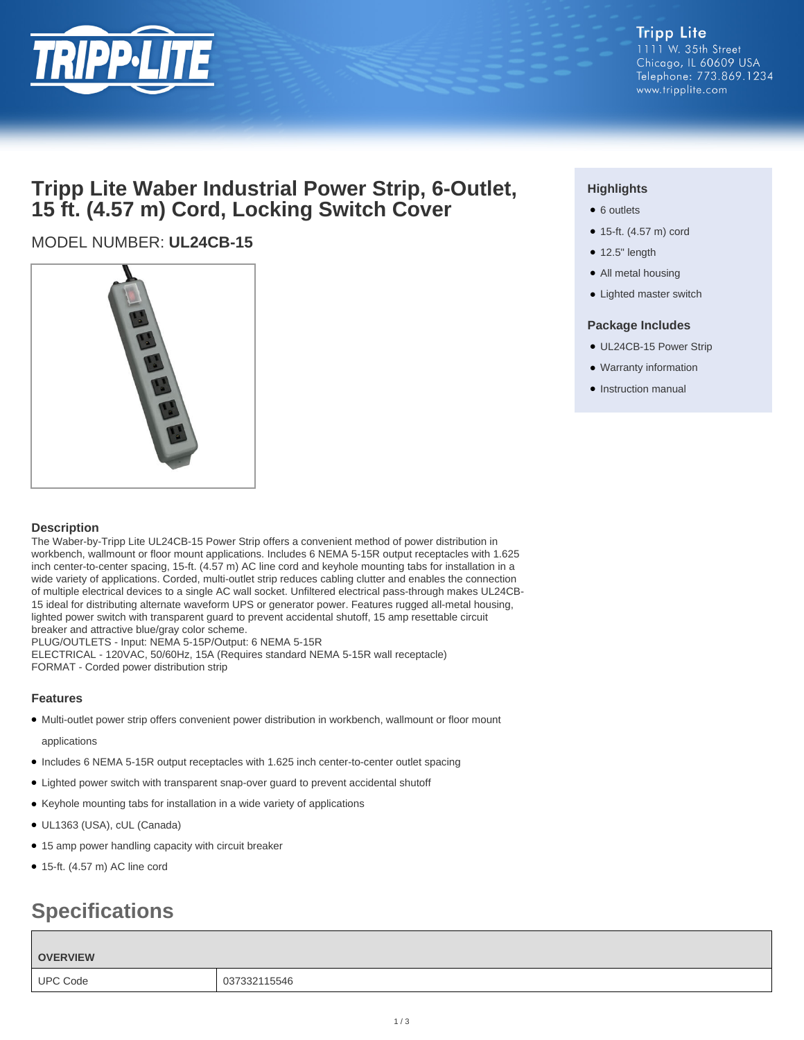Tripp Lite
1111 W. 35th Street
Chicago, IL 60609 USA
Telephone: 773.869.1234
www.tripplite.com

# Tripp Lite Waber Industrial Power Strip, 6-Outlet, 15 ft. (4.57 m) Cord, Locking Switch Cover

MODEL NUMBER: **UL24CB-15**

### Highlights

- 6 outlets
- 15-ft. (4.57 m) cord
- 12.5" length
- All metal housing
- Lighted master switch

### Package Includes

- UL24CB-15 Power Strip
- Warranty information
- Instruction manual

### Description

The Waber-by-Tripp Lite UL24CB-15 Power Strip offers a convenient method of power distribution in workbench, wallmount or floor mount applications. Includes 6 NEMA 5-15R output receptacles with 1.625 inch center-to-center spacing, 15-ft. (4.57 m) AC line cord and keyhole mounting tabs for installation in a wide variety of applications. Corded, multi-outlet strip reduces cabling clutter and enables the connection of multiple electrical devices to a single AC wall socket. Unfiltered electrical pass-through makes UL24CB-15 ideal for distributing alternate waveform UPS or generator power. Features rugged all-metal housing, lighted power switch with transparent guard to prevent accidental shutoff, 15 amp resettable circuit breaker and attractive blue/gray color scheme.
PLUG/OUTLETS - Input: NEMA 5-15P/Output: 6 NEMA 5-15R
ELECTRICAL - 120VAC, 50/60Hz, 15A (Requires standard NEMA 5-15R wall receptacle)
FORMAT - Corded power distribution strip

### Features

- Multi-outlet power strip offers convenient power distribution in workbench, wallmount or floor mount applications
- Includes 6 NEMA 5-15R output receptacles with 1.625 inch center-to-center outlet spacing
- Lighted power switch with transparent snap-over guard to prevent accidental shutoff
- Keyhole mounting tabs for installation in a wide variety of applications
- UL1363 (USA), cUL (Canada)
- 15 amp power handling capacity with circuit breaker
- 15-ft. (4.57 m) AC line cord

## Specifications

| OVERVIEW | |
|---|---|
| UPC Code | 037332115546 |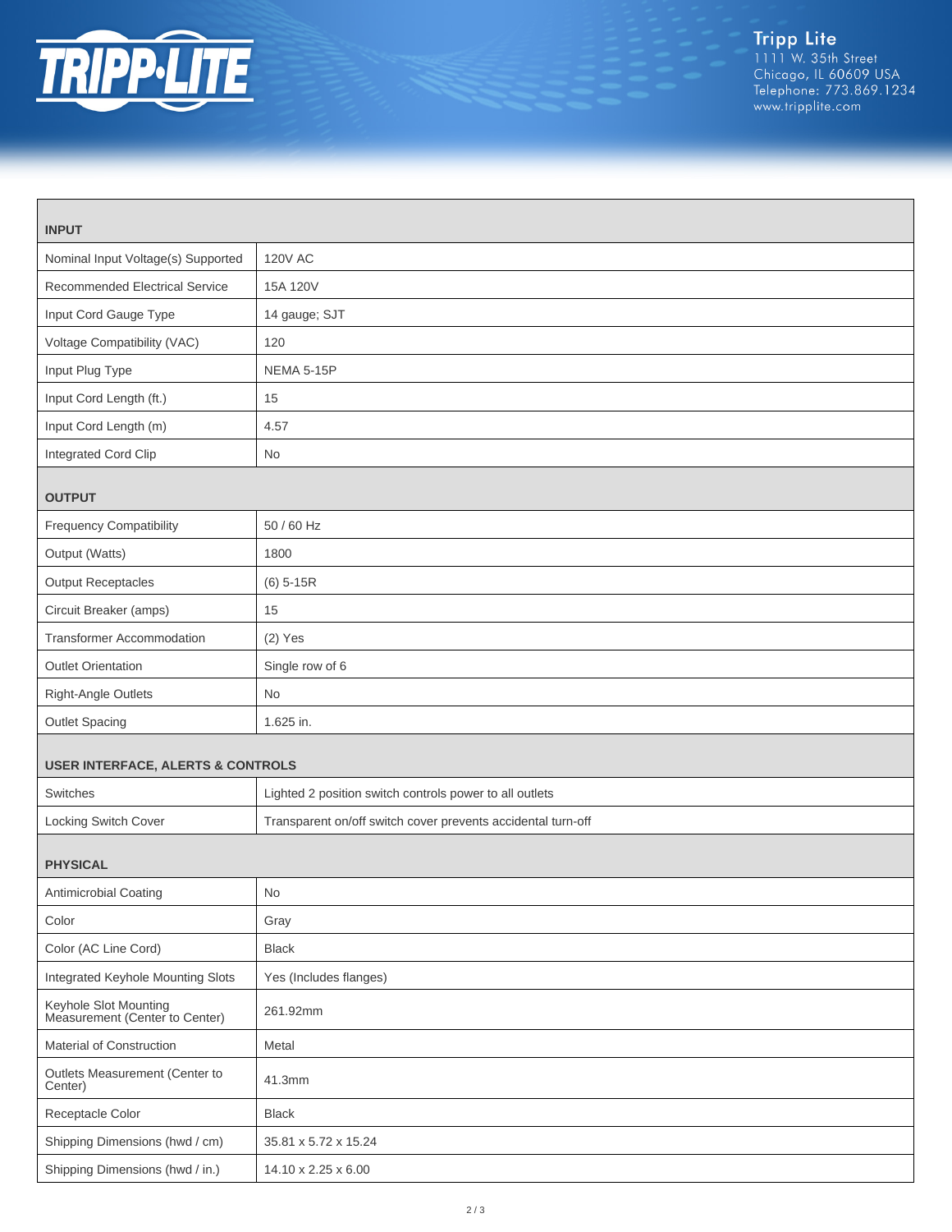| INPUT | |
|---|---|
| Nominal Input Voltage(s) Supported | 120V AC |
| Recommended Electrical Service | 15A 120V |
| Input Cord Gauge Type | 14 gauge; SJT |
| Voltage Compatibility (VAC) | 120 |
| Input Plug Type | NEMA 5-15P |
| Input Cord Length (ft.) | 15 |
| Input Cord Length (m) | 4.57 |
| Integrated Cord Clip | No |
| **OUTPUT** | |
| Frequency Compatibility | 50 / 60 Hz |
| Output (Watts) | 1800 |
| Output Receptacles | (6) 5-15R |
| Circuit Breaker (amps) | 15 |
| Transformer Accommodation | (2) Yes |
| Outlet Orientation | Single row of 6 |
| Right-Angle Outlets | No |
| Outlet Spacing | 1.625 in. |
| **USER INTERFACE, ALERTS & CONTROLS** | |
| Switches | Lighted 2 position switch controls power to all outlets |
| Locking Switch Cover | Transparent on/off switch cover prevents accidental turn-off |
| **PHYSICAL** | |
| Antimicrobial Coating | No |
| Color | Gray |
| Color (AC Line Cord) | Black |
| Integrated Keyhole Mounting Slots | Yes (Includes flanges) |
| Keyhole Slot Mounting Measurement (Center to Center) | 261.92mm |
| Material of Construction | Metal |
| Outlets Measurement (Center to Center) | 41.3mm |
| Receptacle Color | Black |
| Shipping Dimensions (hwd / cm) | 35.81 x 5.72 x 15.24 |
| Shipping Dimensions (hwd / in.) | 14.10 x 2.25 x 6.00 |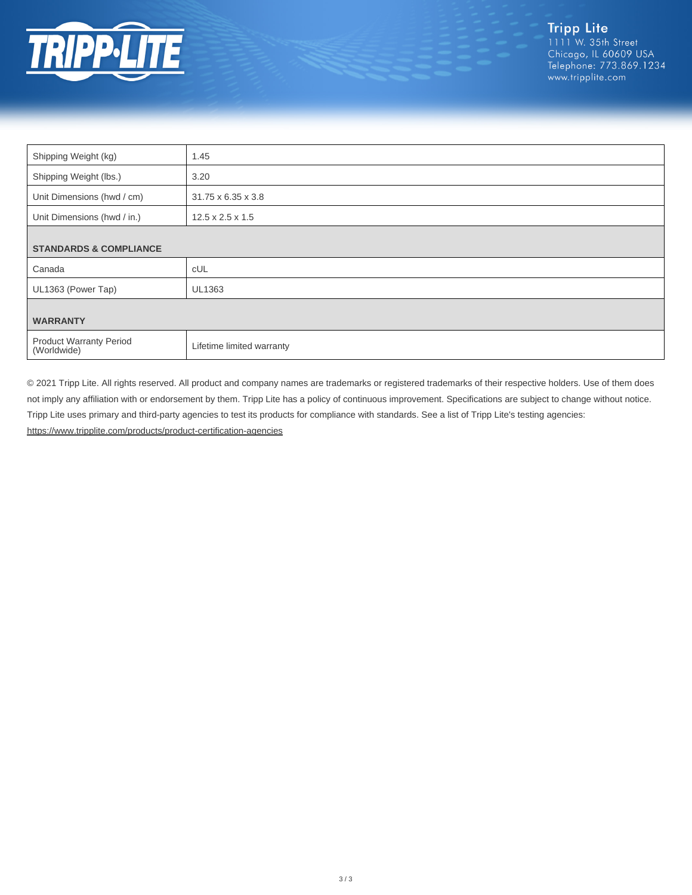| | |
|---|---|
| Shipping Weight (kg) | 1.45 |
| Shipping Weight (lbs.) | 3.20 |
| Unit Dimensions (hwd / cm) | 31.75 x 6.35 x 3.8 |
| Unit Dimensions (hwd / in.) | 12.5 x 2.5 x 1.5 |
| **STANDARDS & COMPLIANCE** | |
| Canada | cUL |
| UL1363 (Power Tap) | UL1363 |
| **WARRANTY** | |
| Product Warranty Period (Worldwide) | Lifetime limited warranty |

© 2021 Tripp Lite. All rights reserved. All product and company names are trademarks or registered trademarks of their respective holders. Use of them does not imply any affiliation with or endorsement by them. Tripp Lite has a policy of continuous improvement. Specifications are subject to change without notice. Tripp Lite uses primary and third-party agencies to test its products for compliance with standards. See a list of Tripp Lite's testing agencies: https://www.tripplite.com/products/product-certification-agencies